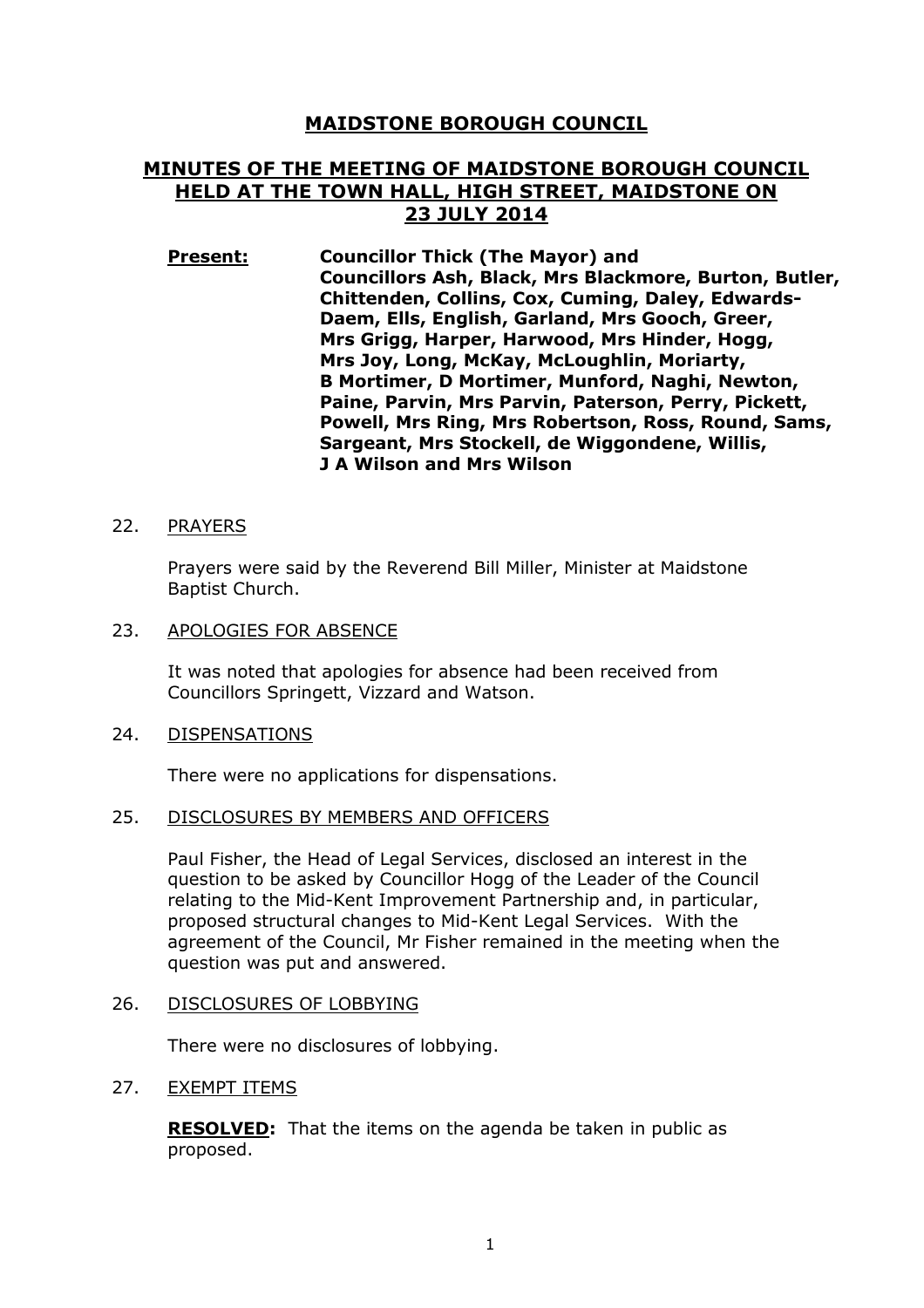# MAIDSTONE BOROUGH COUNCIL

## MINUTES OF THE MEETING OF MAIDSTONE BOROUGH COUNCIL HELD AT THE TOWN HALL, HIGH STREET, MAIDSTONE ON 23 JULY 2014

**Present:** **Councillor Thick (The Mayor) and Councillors Ash, Black, Mrs Blackmore, Burton, Butler, Chittenden, Collins, Cox, Cuming, Daley, Edwards-Daem, Ells, English, Garland, Mrs Gooch, Greer, Mrs Grigg, Harper, Harwood, Mrs Hinder, Hogg, Mrs Joy, Long, McKay, McLoughlin, Moriarty, B Mortimer, D Mortimer, Munford, Naghi, Newton, Paine, Parvin, Mrs Parvin, Paterson, Perry, Pickett, Powell, Mrs Ring, Mrs Robertson, Ross, Round, Sams, Sargeant, Mrs Stockell, de Wiggondene, Willis, J A Wilson and Mrs Wilson**

22. PRAYERS

Prayers were said by the Reverend Bill Miller, Minister at Maidstone Baptist Church.

23. APOLOGIES FOR ABSENCE

It was noted that apologies for absence had been received from Councillors Springett, Vizzard and Watson.

24. DISPENSATIONS

There were no applications for dispensations.

25. DISCLOSURES BY MEMBERS AND OFFICERS

Paul Fisher, the Head of Legal Services, disclosed an interest in the question to be asked by Councillor Hogg of the Leader of the Council relating to the Mid-Kent Improvement Partnership and, in particular, proposed structural changes to Mid-Kent Legal Services. With the agreement of the Council, Mr Fisher remained in the meeting when the question was put and answered.

26. DISCLOSURES OF LOBBYING

There were no disclosures of lobbying.

27. EXEMPT ITEMS

**RESOLVED:** That the items on the agenda be taken in public as proposed.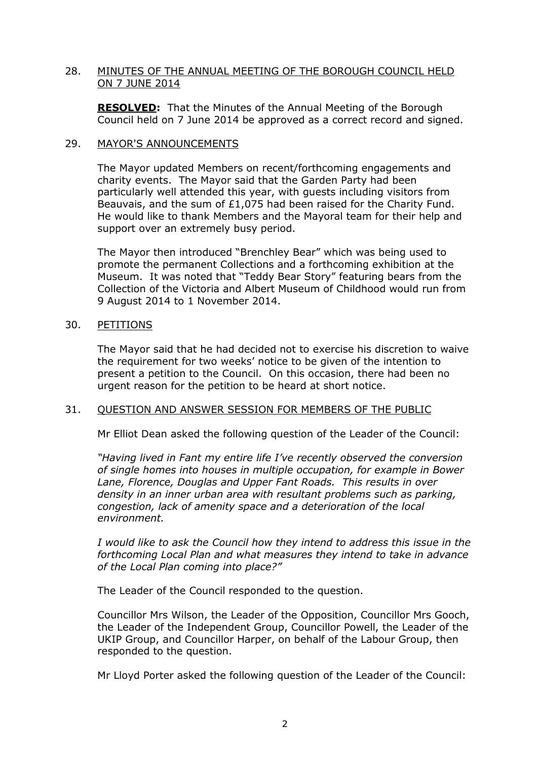## 28. MINUTES OF THE ANNUAL MEETING OF THE BOROUGH COUNCIL HELD ON 7 JUNE 2014

**RESOLVED:** That the Minutes of the Annual Meeting of the Borough Council held on 7 June 2014 be approved as a correct record and signed.

## 29. MAYOR'S ANNOUNCEMENTS

The Mayor updated Members on recent/forthcoming engagements and charity events. The Mayor said that the Garden Party had been particularly well attended this year, with guests including visitors from Beauvais, and the sum of £1,075 had been raised for the Charity Fund. He would like to thank Members and the Mayoral team for their help and support over an extremely busy period.

The Mayor then introduced "Brenchley Bear" which was being used to promote the permanent Collections and a forthcoming exhibition at the Museum. It was noted that "Teddy Bear Story" featuring bears from the Collection of the Victoria and Albert Museum of Childhood would run from 9 August 2014 to 1 November 2014.

## 30. PETITIONS

The Mayor said that he had decided not to exercise his discretion to waive the requirement for two weeks' notice to be given of the intention to present a petition to the Council. On this occasion, there had been no urgent reason for the petition to be heard at short notice.

## 31. QUESTION AND ANSWER SESSION FOR MEMBERS OF THE PUBLIC

Mr Elliot Dean asked the following question of the Leader of the Council:

*"Having lived in Fant my entire life I've recently observed the conversion of single homes into houses in multiple occupation, for example in Bower Lane, Florence, Douglas and Upper Fant Roads. This results in over density in an inner urban area with resultant problems such as parking, congestion, lack of amenity space and a deterioration of the local environment.*

*I would like to ask the Council how they intend to address this issue in the forthcoming Local Plan and what measures they intend to take in advance of the Local Plan coming into place?"*

The Leader of the Council responded to the question.

Councillor Mrs Wilson, the Leader of the Opposition, Councillor Mrs Gooch, the Leader of the Independent Group, Councillor Powell, the Leader of the UKIP Group, and Councillor Harper, on behalf of the Labour Group, then responded to the question.

Mr Lloyd Porter asked the following question of the Leader of the Council: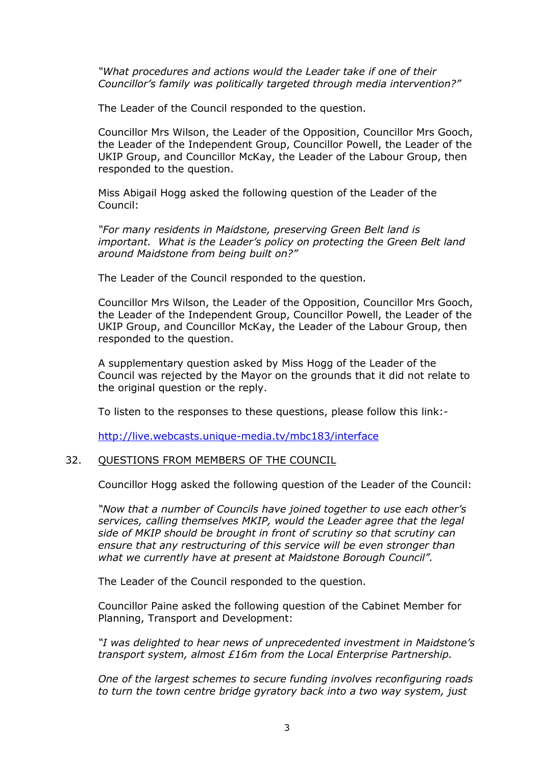*"What procedures and actions would the Leader take if one of their Councillor's family was politically targeted through media intervention?"*

The Leader of the Council responded to the question.

Councillor Mrs Wilson, the Leader of the Opposition, Councillor Mrs Gooch, the Leader of the Independent Group, Councillor Powell, the Leader of the UKIP Group, and Councillor McKay, the Leader of the Labour Group, then responded to the question.

Miss Abigail Hogg asked the following question of the Leader of the Council:

*"For many residents in Maidstone, preserving Green Belt land is important. What is the Leader's policy on protecting the Green Belt land around Maidstone from being built on?"*

The Leader of the Council responded to the question.

Councillor Mrs Wilson, the Leader of the Opposition, Councillor Mrs Gooch, the Leader of the Independent Group, Councillor Powell, the Leader of the UKIP Group, and Councillor McKay, the Leader of the Labour Group, then responded to the question.

A supplementary question asked by Miss Hogg of the Leader of the Council was rejected by the Mayor on the grounds that it did not relate to the original question or the reply.

To listen to the responses to these questions, please follow this link:-

http://live.webcasts.unique-media.tv/mbc183/interface

## 32. QUESTIONS FROM MEMBERS OF THE COUNCIL

Councillor Hogg asked the following question of the Leader of the Council:

*"Now that a number of Councils have joined together to use each other's services, calling themselves MKIP, would the Leader agree that the legal side of MKIP should be brought in front of scrutiny so that scrutiny can ensure that any restructuring of this service will be even stronger than what we currently have at present at Maidstone Borough Council".*

The Leader of the Council responded to the question.

Councillor Paine asked the following question of the Cabinet Member for Planning, Transport and Development:

*"I was delighted to hear news of unprecedented investment in Maidstone's transport system, almost £16m from the Local Enterprise Partnership.*

*One of the largest schemes to secure funding involves reconfiguring roads to turn the town centre bridge gyratory back into a two way system, just*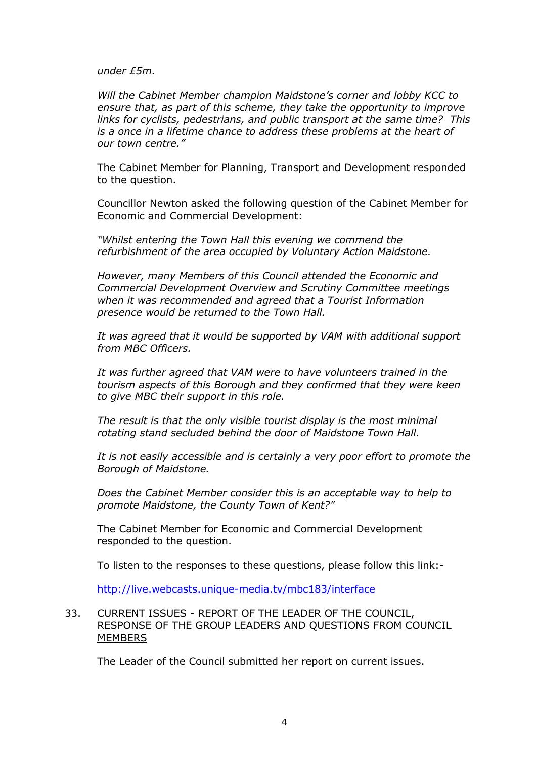*under £5m.*

*Will the Cabinet Member champion Maidstone's corner and lobby KCC to ensure that, as part of this scheme, they take the opportunity to improve links for cyclists, pedestrians, and public transport at the same time? This is a once in a lifetime chance to address these problems at the heart of our town centre."*

The Cabinet Member for Planning, Transport and Development responded to the question.

Councillor Newton asked the following question of the Cabinet Member for Economic and Commercial Development:

*"Whilst entering the Town Hall this evening we commend the refurbishment of the area occupied by Voluntary Action Maidstone.*

*However, many Members of this Council attended the Economic and Commercial Development Overview and Scrutiny Committee meetings when it was recommended and agreed that a Tourist Information presence would be returned to the Town Hall.*

*It was agreed that it would be supported by VAM with additional support from MBC Officers.*

*It was further agreed that VAM were to have volunteers trained in the tourism aspects of this Borough and they confirmed that they were keen to give MBC their support in this role.*

*The result is that the only visible tourist display is the most minimal rotating stand secluded behind the door of Maidstone Town Hall.*

*It is not easily accessible and is certainly a very poor effort to promote the Borough of Maidstone.*

*Does the Cabinet Member consider this is an acceptable way to help to promote Maidstone, the County Town of Kent?"*

The Cabinet Member for Economic and Commercial Development responded to the question.

To listen to the responses to these questions, please follow this link:-

http://live.webcasts.unique-media.tv/mbc183/interface

33. CURRENT ISSUES - REPORT OF THE LEADER OF THE COUNCIL, RESPONSE OF THE GROUP LEADERS AND QUESTIONS FROM COUNCIL MEMBERS

The Leader of the Council submitted her report on current issues.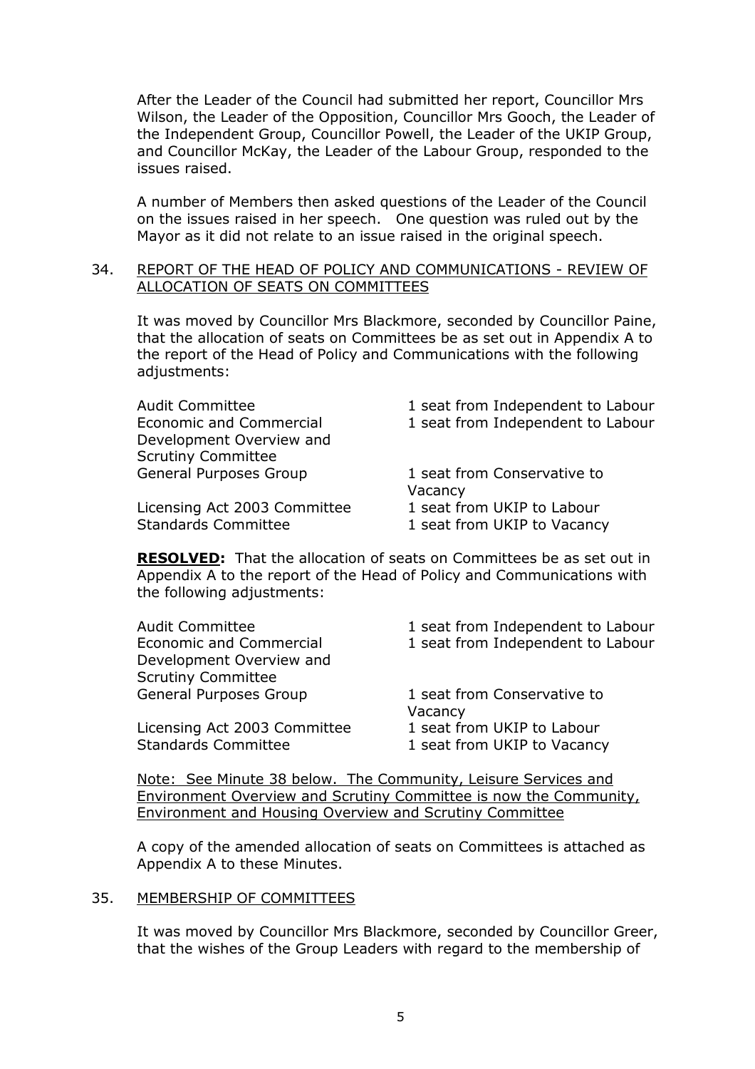After the Leader of the Council had submitted her report, Councillor Mrs Wilson, the Leader of the Opposition, Councillor Mrs Gooch, the Leader of the Independent Group, Councillor Powell, the Leader of the UKIP Group, and Councillor McKay, the Leader of the Labour Group, responded to the issues raised.

A number of Members then asked questions of the Leader of the Council on the issues raised in her speech. One question was ruled out by the Mayor as it did not relate to an issue raised in the original speech.

34. REPORT OF THE HEAD OF POLICY AND COMMUNICATIONS - REVIEW OF ALLOCATION OF SEATS ON COMMITTEES

It was moved by Councillor Mrs Blackmore, seconded by Councillor Paine, that the allocation of seats on Committees be as set out in Appendix A to the report of the Head of Policy and Communications with the following adjustments:

| | |
|---|---|
| Audit Committee | 1 seat from Independent to Labour |
| Economic and Commercial Development Overview and Scrutiny Committee | 1 seat from Independent to Labour |
| General Purposes Group | 1 seat from Conservative to Vacancy |
| Licensing Act 2003 Committee | 1 seat from UKIP to Labour |
| Standards Committee | 1 seat from UKIP to Vacancy |

**RESOLVED:** That the allocation of seats on Committees be as set out in Appendix A to the report of the Head of Policy and Communications with the following adjustments:

| | |
|---|---|
| Audit Committee | 1 seat from Independent to Labour |
| Economic and Commercial Development Overview and Scrutiny Committee | 1 seat from Independent to Labour |
| General Purposes Group | 1 seat from Conservative to Vacancy |
| Licensing Act 2003 Committee | 1 seat from UKIP to Labour |
| Standards Committee | 1 seat from UKIP to Vacancy |

Note: See Minute 38 below. The Community, Leisure Services and Environment Overview and Scrutiny Committee is now the Community, Environment and Housing Overview and Scrutiny Committee

A copy of the amended allocation of seats on Committees is attached as Appendix A to these Minutes.

35. MEMBERSHIP OF COMMITTEES

It was moved by Councillor Mrs Blackmore, seconded by Councillor Greer, that the wishes of the Group Leaders with regard to the membership of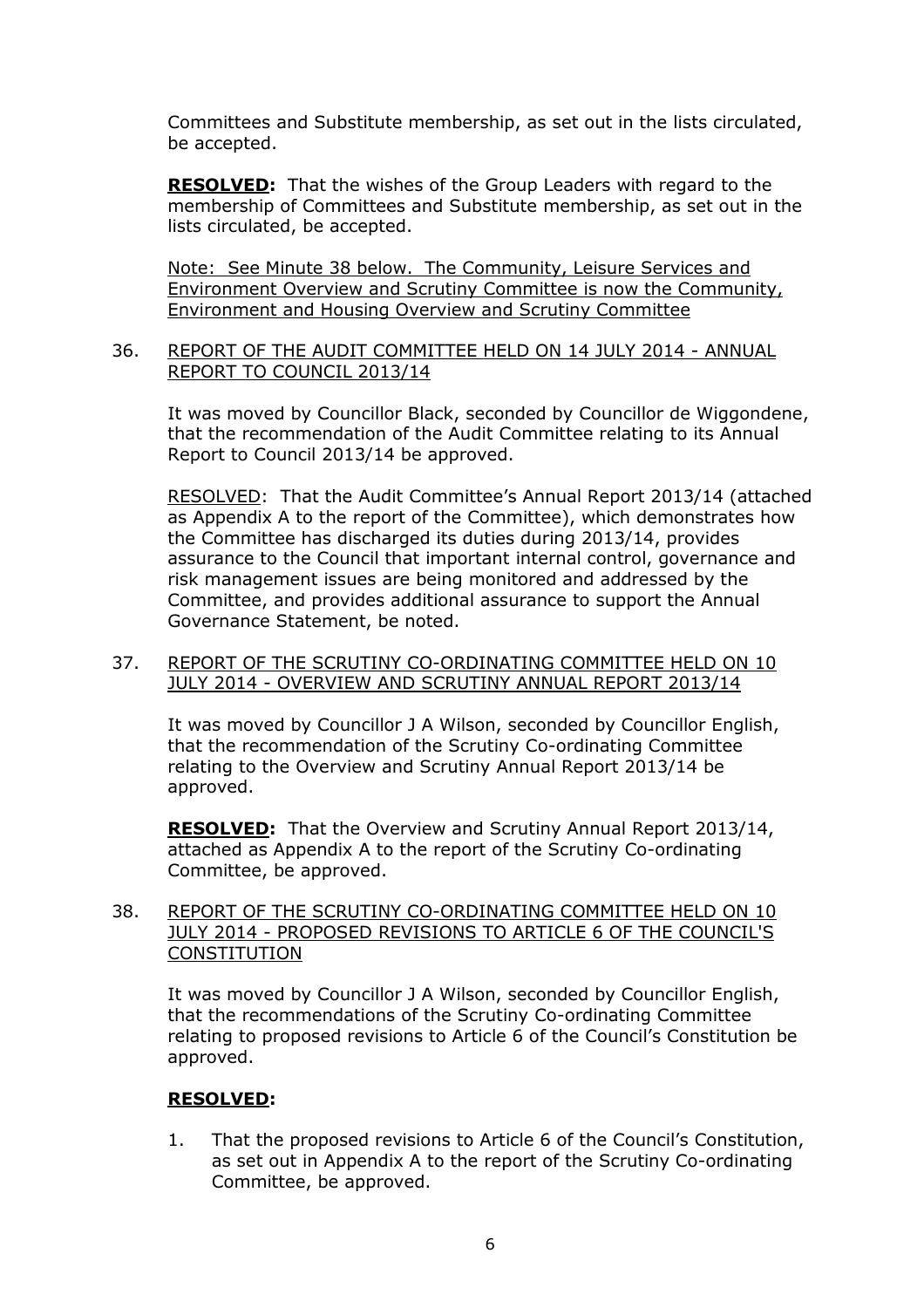Committees and Substitute membership, as set out in the lists circulated, be accepted.

**RESOLVED:** That the wishes of the Group Leaders with regard to the membership of Committees and Substitute membership, as set out in the lists circulated, be accepted.

Note: See Minute 38 below. The Community, Leisure Services and Environment Overview and Scrutiny Committee is now the Community, Environment and Housing Overview and Scrutiny Committee

## 36. REPORT OF THE AUDIT COMMITTEE HELD ON 14 JULY 2014 - ANNUAL REPORT TO COUNCIL 2013/14

It was moved by Councillor Black, seconded by Councillor de Wiggondene, that the recommendation of the Audit Committee relating to its Annual Report to Council 2013/14 be approved.

RESOLVED: That the Audit Committee's Annual Report 2013/14 (attached as Appendix A to the report of the Committee), which demonstrates how the Committee has discharged its duties during 2013/14, provides assurance to the Council that important internal control, governance and risk management issues are being monitored and addressed by the Committee, and provides additional assurance to support the Annual Governance Statement, be noted.

## 37. REPORT OF THE SCRUTINY CO-ORDINATING COMMITTEE HELD ON 10 JULY 2014 - OVERVIEW AND SCRUTINY ANNUAL REPORT 2013/14

It was moved by Councillor J A Wilson, seconded by Councillor English, that the recommendation of the Scrutiny Co-ordinating Committee relating to the Overview and Scrutiny Annual Report 2013/14 be approved.

**RESOLVED:** That the Overview and Scrutiny Annual Report 2013/14, attached as Appendix A to the report of the Scrutiny Co-ordinating Committee, be approved.

## 38. REPORT OF THE SCRUTINY CO-ORDINATING COMMITTEE HELD ON 10 JULY 2014 - PROPOSED REVISIONS TO ARTICLE 6 OF THE COUNCIL'S CONSTITUTION

It was moved by Councillor J A Wilson, seconded by Councillor English, that the recommendations of the Scrutiny Co-ordinating Committee relating to proposed revisions to Article 6 of the Council's Constitution be approved.

**RESOLVED:**

1. That the proposed revisions to Article 6 of the Council's Constitution, as set out in Appendix A to the report of the Scrutiny Co-ordinating Committee, be approved.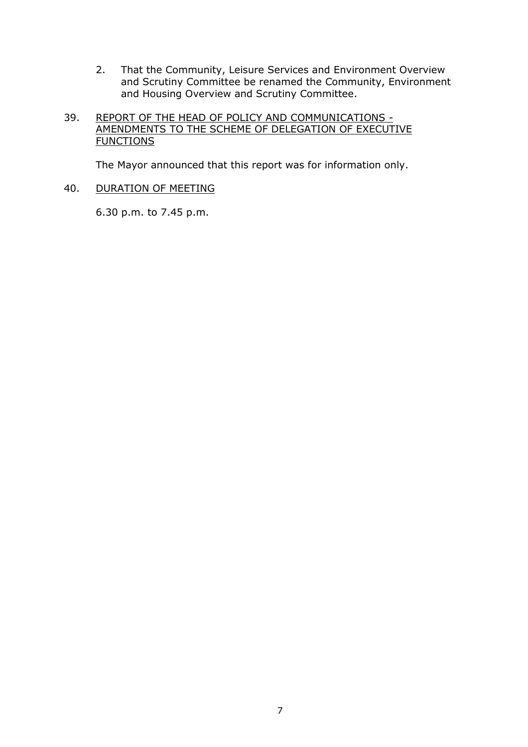2. That the Community, Leisure Services and Environment Overview and Scrutiny Committee be renamed the Community, Environment and Housing Overview and Scrutiny Committee.

39. <u>REPORT OF THE HEAD OF POLICY AND COMMUNICATIONS - AMENDMENTS TO THE SCHEME OF DELEGATION OF EXECUTIVE FUNCTIONS</u>

The Mayor announced that this report was for information only.

40. <u>DURATION OF MEETING</u>

6.30 p.m. to 7.45 p.m.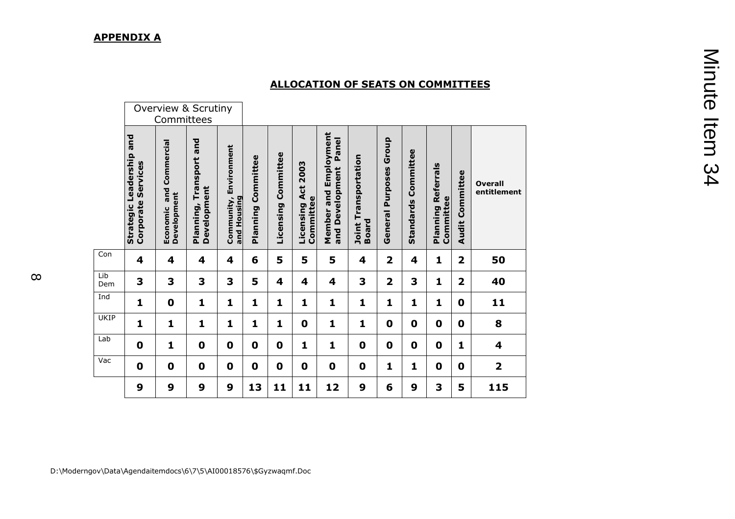**APPENDIX A**

**ALLOCATION OF SEATS ON COMMITTEES**

| | Overview & Scrutiny Committees | | | | | | | | | | | | | |
|---|---|---|---|---|---|---|---|---|---|---|---|---|---|---|
| | **Strategic Leadership and Corporate Services** | **Economic and Commercial Development** | **Planning, Transport and Development** | **Community, Environment and Housing** | **Planning Committee** | **Licensing Committee** | **Licensing Act 2003 Committee** | **Member and Employment and Development Panel** | **Joint Transportation Board** | **General Purposes Group** | **Standards Committee** | **Planning Referrals Committee** | **Audit Committee** | **Overall entitlement** |
| Con | **4** | **4** | **4** | **4** | **6** | **5** | **5** | **5** | **4** | **2** | **4** | **1** | **2** | **50** |
| Lib Dem | **3** | **3** | **3** | **3** | **5** | **4** | **4** | **4** | **3** | **2** | **3** | **1** | **2** | **40** |
| Ind | **1** | **0** | **1** | **1** | **1** | **1** | **1** | **1** | **1** | **1** | **1** | **1** | **0** | **11** |
| UKIP | **1** | **1** | **1** | **1** | **1** | **1** | **0** | **1** | **1** | **0** | **0** | **0** | **0** | **8** |
| Lab | **0** | **1** | **0** | **0** | **0** | **0** | **1** | **1** | **0** | **0** | **0** | **0** | **1** | **4** |
| Vac | **0** | **0** | **0** | **0** | **0** | **0** | **0** | **0** | **0** | **1** | **1** | **0** | **0** | **2** |
| | **9** | **9** | **9** | **9** | **13** | **11** | **11** | **12** | **9** | **6** | **9** | **3** | **5** | **115** |

Minute Item 34

D:\Moderngov\Data\Agendaitemdocs\6\7\5\AI00018576\$Gyzwaqmf.Doc